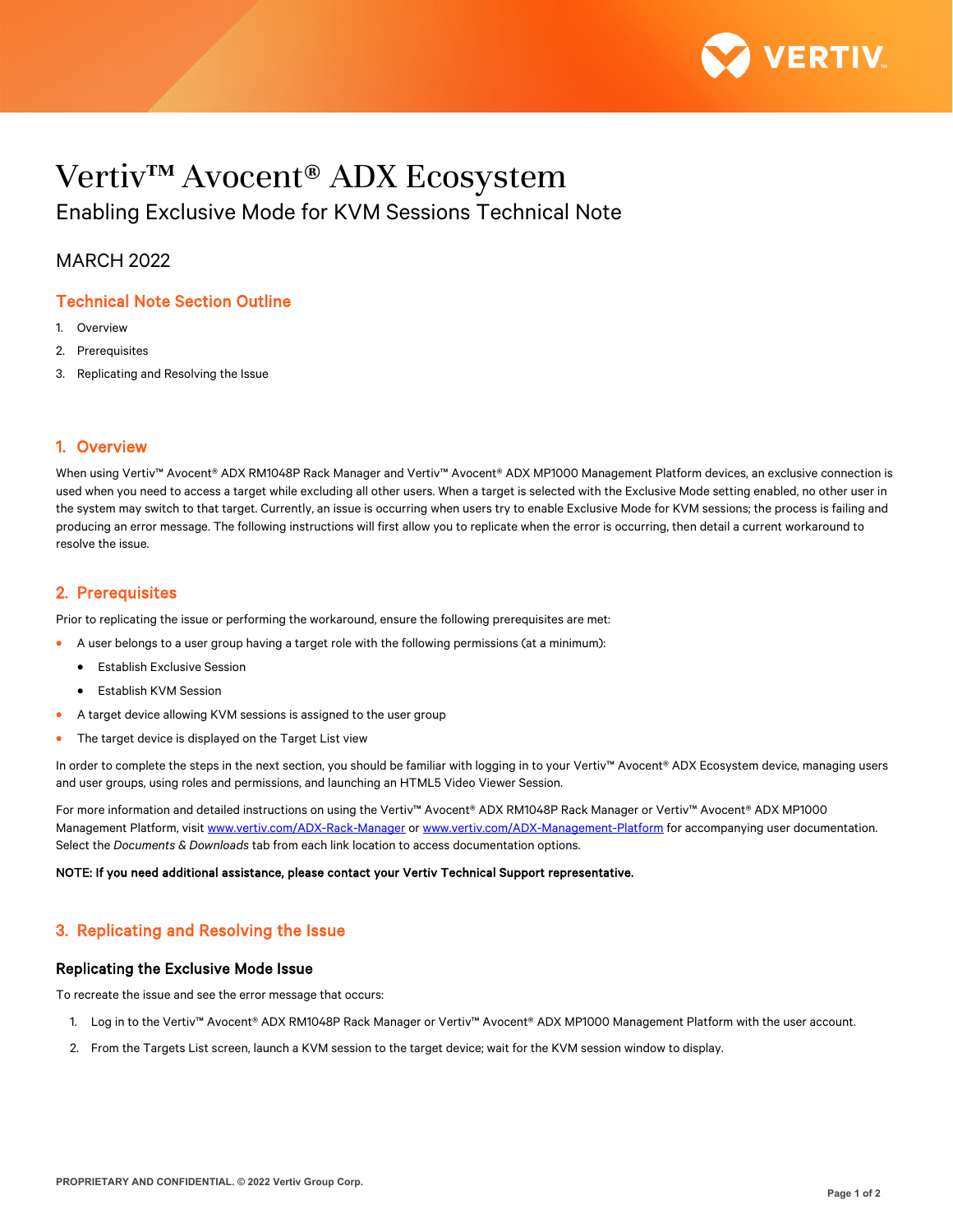# Vertiv™ Avocent® ADX Ecosystem

## Enabling Exclusive Mode for KVM Sessions Technical Note

MARCH 2022

### Technical Note Section Outline

1. Overview
2. Prerequisites
3. Replicating and Resolving the Issue

## 1. Overview

When using Vertiv™ Avocent® ADX RM1048P Rack Manager and Vertiv™ Avocent® ADX MP1000 Management Platform devices, an exclusive connection is used when you need to access a target while excluding all other users. When a target is selected with the Exclusive Mode setting enabled, no other user in the system may switch to that target. Currently, an issue is occurring when users try to enable Exclusive Mode for KVM sessions; the process is failing and producing an error message. The following instructions will first allow you to replicate when the error is occurring, then detail a current workaround to resolve the issue.

## 2. Prerequisites

Prior to replicating the issue or performing the workaround, ensure the following prerequisites are met:

- A user belongs to a user group having a target role with the following permissions (at a minimum):
  - Establish Exclusive Session
  - Establish KVM Session
- A target device allowing KVM sessions is assigned to the user group
- The target device is displayed on the Target List view

In order to complete the steps in the next section, you should be familiar with logging in to your Vertiv™ Avocent® ADX Ecosystem device, managing users and user groups, using roles and permissions, and launching an HTML5 Video Viewer Session.

For more information and detailed instructions on using the Vertiv™ Avocent® ADX RM1048P Rack Manager or Vertiv™ Avocent® ADX MP1000 Management Platform, visit www.vertiv.com/ADX-Rack-Manager or www.vertiv.com/ADX-Management-Platform for accompanying user documentation. Select the *Documents & Downloads* tab from each link location to access documentation options.

**NOTE: If you need additional assistance, please contact your Vertiv Technical Support representative.**

## 3. Replicating and Resolving the Issue

### Replicating the Exclusive Mode Issue

To recreate the issue and see the error message that occurs:

1. Log in to the Vertiv™ Avocent® ADX RM1048P Rack Manager or Vertiv™ Avocent® ADX MP1000 Management Platform with the user account.
2. From the Targets List screen, launch a KVM session to the target device; wait for the KVM session window to display.

PROPRIETARY AND CONFIDENTIAL. © 2022 Vertiv Group Corp.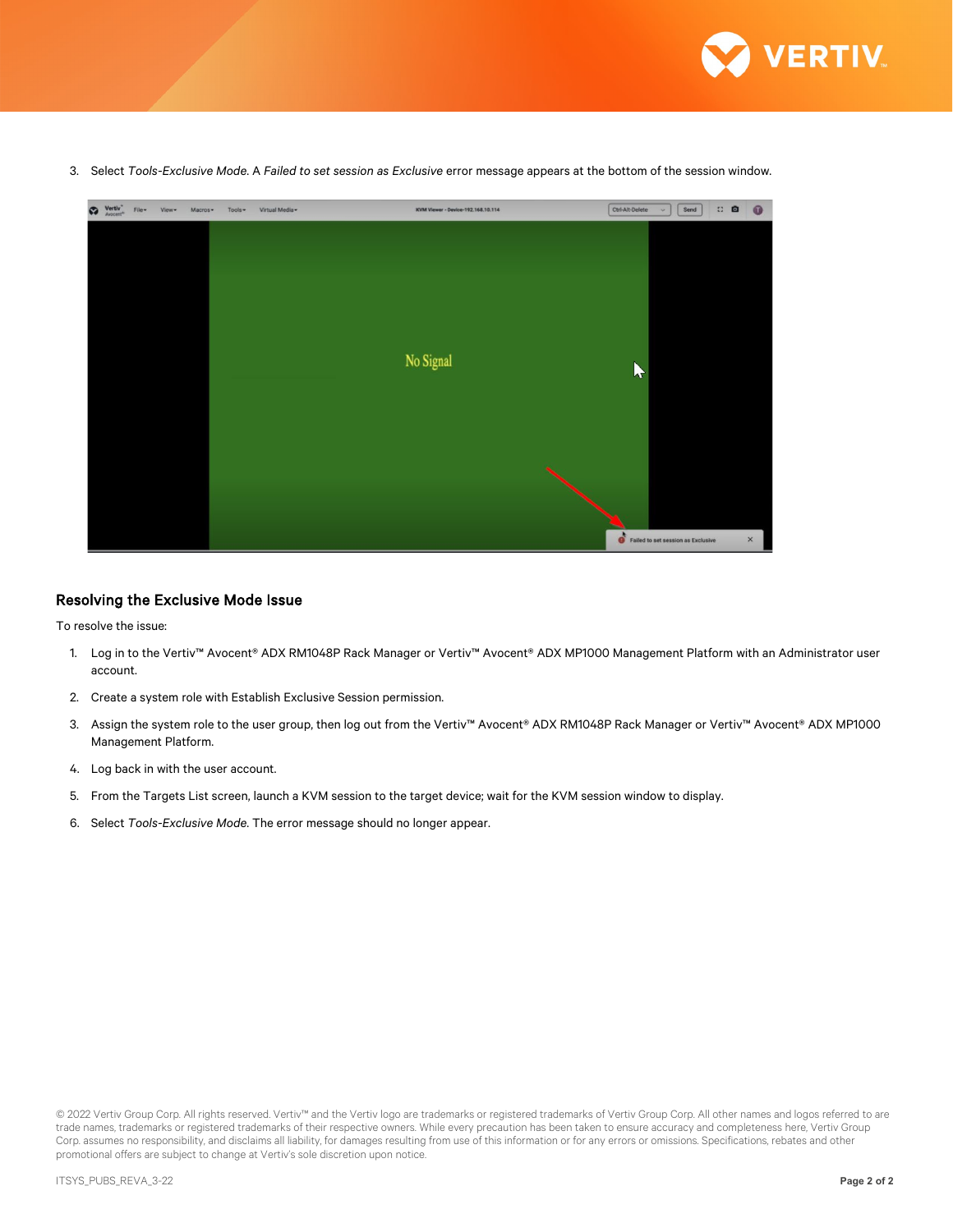3. Select *Tools-Exclusive Mode*. A *Failed to set session as Exclusive* error message appears at the bottom of the session window.

## Resolving the Exclusive Mode Issue

To resolve the issue:

1. Log in to the Vertiv™ Avocent® ADX RM1048P Rack Manager or Vertiv™ Avocent® ADX MP1000 Management Platform with an Administrator user account.
2. Create a system role with Establish Exclusive Session permission.
3. Assign the system role to the user group, then log out from the Vertiv™ Avocent® ADX RM1048P Rack Manager or Vertiv™ Avocent® ADX MP1000 Management Platform.
4. Log back in with the user account.
5. From the Targets List screen, launch a KVM session to the target device; wait for the KVM session window to display.
6. Select *Tools-Exclusive Mode*. The error message should no longer appear.

© 2022 Vertiv Group Corp. All rights reserved. Vertiv™ and the Vertiv logo are trademarks or registered trademarks of Vertiv Group Corp. All other names and logos referred to are trade names, trademarks or registered trademarks of their respective owners. While every precaution has been taken to ensure accuracy and completeness here, Vertiv Group Corp. assumes no responsibility, and disclaims all liability, for damages resulting from use of this information or for any errors or omissions. Specifications, rebates and other promotional offers are subject to change at Vertiv's sole discretion upon notice.

ITSYS_PUBS_REVA_3-22